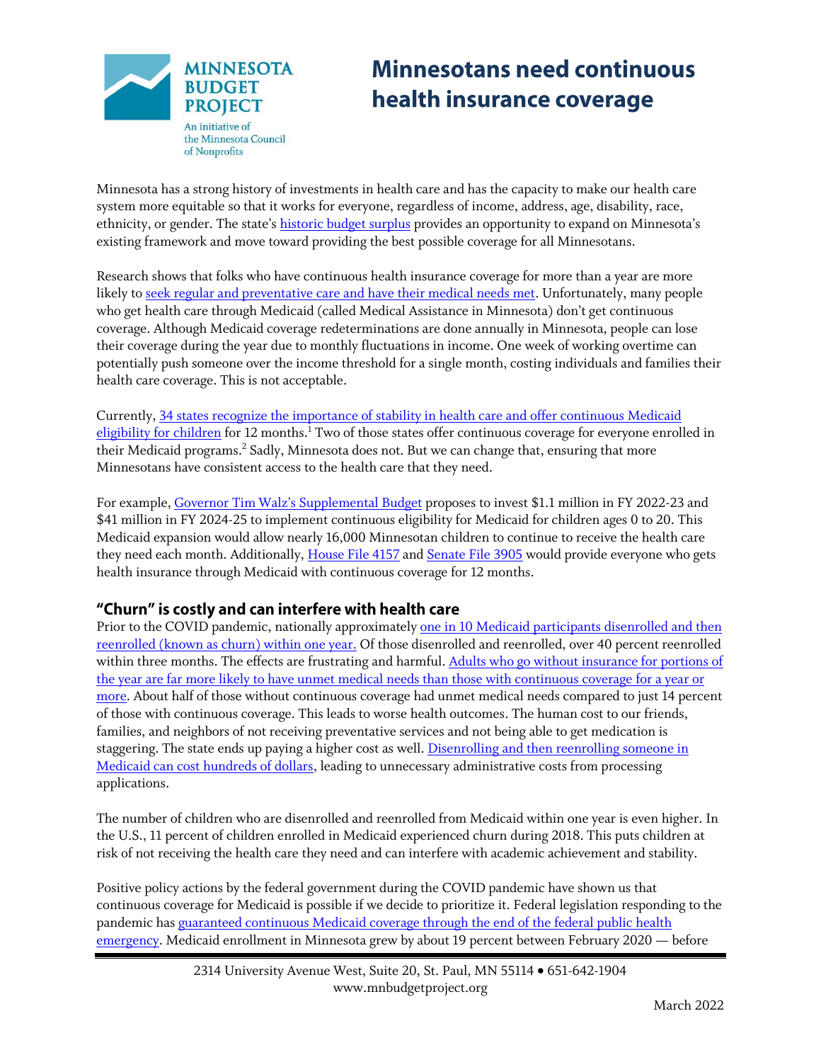Minnesota Budget Project
An initiative of the Minnesota Council of Nonprofits

# Minnesotans need continuous health insurance coverage

Minnesota has a strong history of investments in health care and has the capacity to make our health care system more equitable so that it works for everyone, regardless of income, address, age, disability, race, ethnicity, or gender. The state's historic budget surplus provides an opportunity to expand on Minnesota's existing framework and move toward providing the best possible coverage for all Minnesotans.

Research shows that folks who have continuous health insurance coverage for more than a year are more likely to seek regular and preventative care and have their medical needs met. Unfortunately, many people who get health care through Medicaid (called Medical Assistance in Minnesota) don't get continuous coverage. Although Medicaid coverage redeterminations are done annually in Minnesota, people can lose their coverage during the year due to monthly fluctuations in income. One week of working overtime can potentially push someone over the income threshold for a single month, costing individuals and families their health care coverage. This is not acceptable.

Currently, 34 states recognize the importance of stability in health care and offer continuous Medicaid eligibility for children for 12 months.[1] Two of those states offer continuous coverage for everyone enrolled in their Medicaid programs.[2] Sadly, Minnesota does not. But we can change that, ensuring that more Minnesotans have consistent access to the health care that they need.

For example, Governor Tim Walz's Supplemental Budget proposes to invest $1.1 million in FY 2022-23 and $41 million in FY 2024-25 to implement continuous eligibility for Medicaid for children ages 0 to 20. This Medicaid expansion would allow nearly 16,000 Minnesotan children to continue to receive the health care they need each month. Additionally, House File 4157 and Senate File 3905 would provide everyone who gets health insurance through Medicaid with continuous coverage for 12 months.

## "Churn" is costly and can interfere with health care

Prior to the COVID pandemic, nationally approximately one in 10 Medicaid participants disenrolled and then reenrolled (known as churn) within one year. Of those disenrolled and reenrolled, over 40 percent reenrolled within three months. The effects are frustrating and harmful. Adults who go without insurance for portions of the year are far more likely to have unmet medical needs than those with continuous coverage for a year or more. About half of those without continuous coverage had unmet medical needs compared to just 14 percent of those with continuous coverage. This leads to worse health outcomes. The human cost to our friends, families, and neighbors of not receiving preventative services and not being able to get medication is staggering. The state ends up paying a higher cost as well. Disenrolling and then reenrolling someone in Medicaid can cost hundreds of dollars, leading to unnecessary administrative costs from processing applications.

The number of children who are disenrolled and reenrolled from Medicaid within one year is even higher. In the U.S., 11 percent of children enrolled in Medicaid experienced churn during 2018. This puts children at risk of not receiving the health care they need and can interfere with academic achievement and stability.

Positive policy actions by the federal government during the COVID pandemic have shown us that continuous coverage for Medicaid is possible if we decide to prioritize it. Federal legislation responding to the pandemic has guaranteed continuous Medicaid coverage through the end of the federal public health emergency. Medicaid enrollment in Minnesota grew by about 19 percent between February 2020 — before

2314 University Avenue West, Suite 20, St. Paul, MN 55114 • 651-642-1904
www.mnbudgetproject.org

March 2022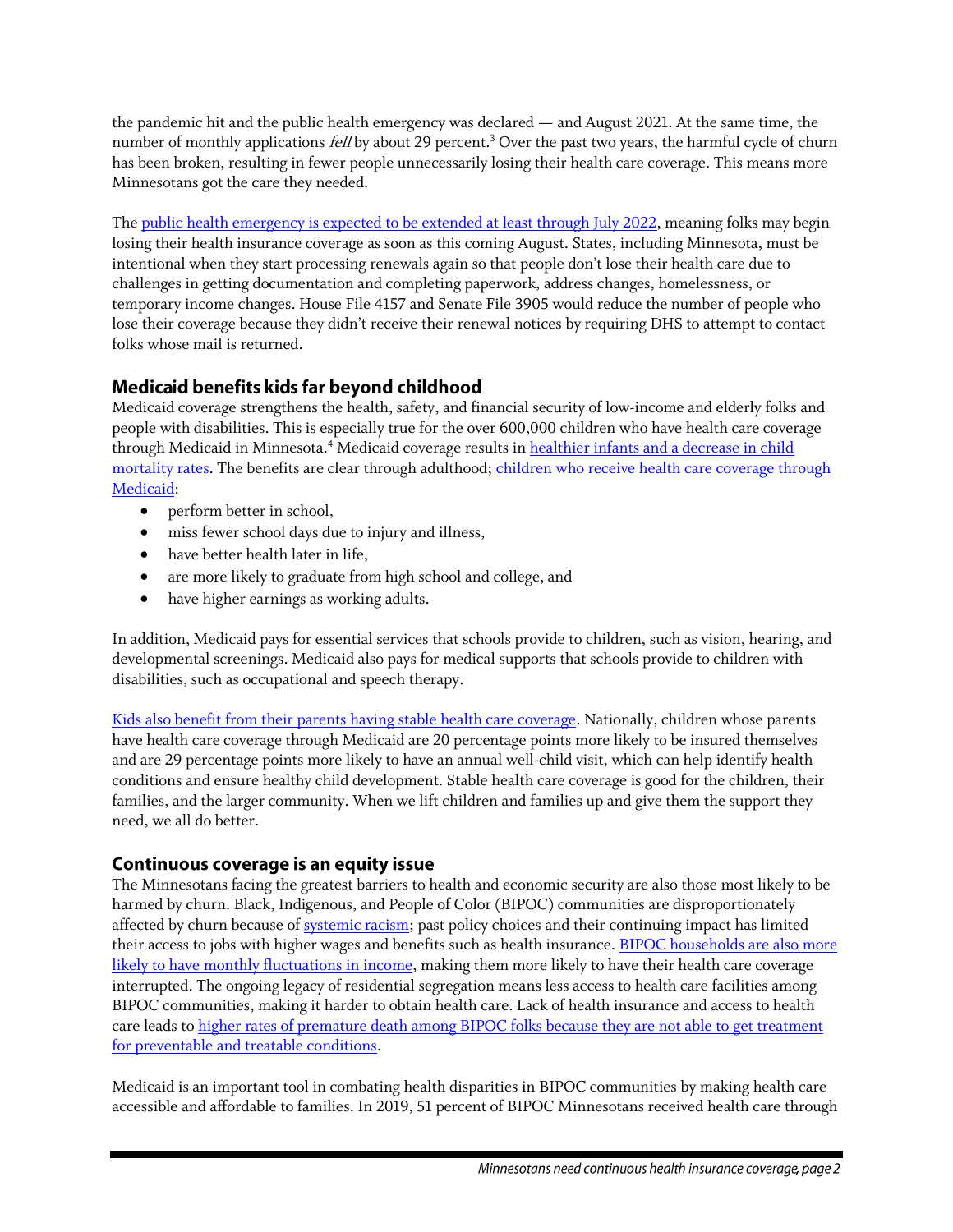the pandemic hit and the public health emergency was declared — and August 2021. At the same time, the number of monthly applications *fell* by about 29 percent.[3] Over the past two years, the harmful cycle of churn has been broken, resulting in fewer people unnecessarily losing their health care coverage. This means more Minnesotans got the care they needed.

The public health emergency is expected to be extended at least through July 2022, meaning folks may begin losing their health insurance coverage as soon as this coming August. States, including Minnesota, must be intentional when they start processing renewals again so that people don't lose their health care due to challenges in getting documentation and completing paperwork, address changes, homelessness, or temporary income changes. House File 4157 and Senate File 3905 would reduce the number of people who lose their coverage because they didn't receive their renewal notices by requiring DHS to attempt to contact folks whose mail is returned.

## Medicaid benefits kids far beyond childhood

Medicaid coverage strengthens the health, safety, and financial security of low-income and elderly folks and people with disabilities. This is especially true for the over 600,000 children who have health care coverage through Medicaid in Minnesota.[4] Medicaid coverage results in healthier infants and a decrease in child mortality rates. The benefits are clear through adulthood; children who receive health care coverage through Medicaid:

- perform better in school,
- miss fewer school days due to injury and illness,
- have better health later in life,
- are more likely to graduate from high school and college, and
- have higher earnings as working adults.

In addition, Medicaid pays for essential services that schools provide to children, such as vision, hearing, and developmental screenings. Medicaid also pays for medical supports that schools provide to children with disabilities, such as occupational and speech therapy.

Kids also benefit from their parents having stable health care coverage. Nationally, children whose parents have health care coverage through Medicaid are 20 percentage points more likely to be insured themselves and are 29 percentage points more likely to have an annual well-child visit, which can help identify health conditions and ensure healthy child development. Stable health care coverage is good for the children, their families, and the larger community. When we lift children and families up and give them the support they need, we all do better.

## Continuous coverage is an equity issue

The Minnesotans facing the greatest barriers to health and economic security are also those most likely to be harmed by churn. Black, Indigenous, and People of Color (BIPOC) communities are disproportionately affected by churn because of systemic racism; past policy choices and their continuing impact has limited their access to jobs with higher wages and benefits such as health insurance. BIPOC households are also more likely to have monthly fluctuations in income, making them more likely to have their health care coverage interrupted. The ongoing legacy of residential segregation means less access to health care facilities among BIPOC communities, making it harder to obtain health care. Lack of health insurance and access to health care leads to higher rates of premature death among BIPOC folks because they are not able to get treatment for preventable and treatable conditions.

Medicaid is an important tool in combating health disparities in BIPOC communities by making health care accessible and affordable to families. In 2019, 51 percent of BIPOC Minnesotans received health care through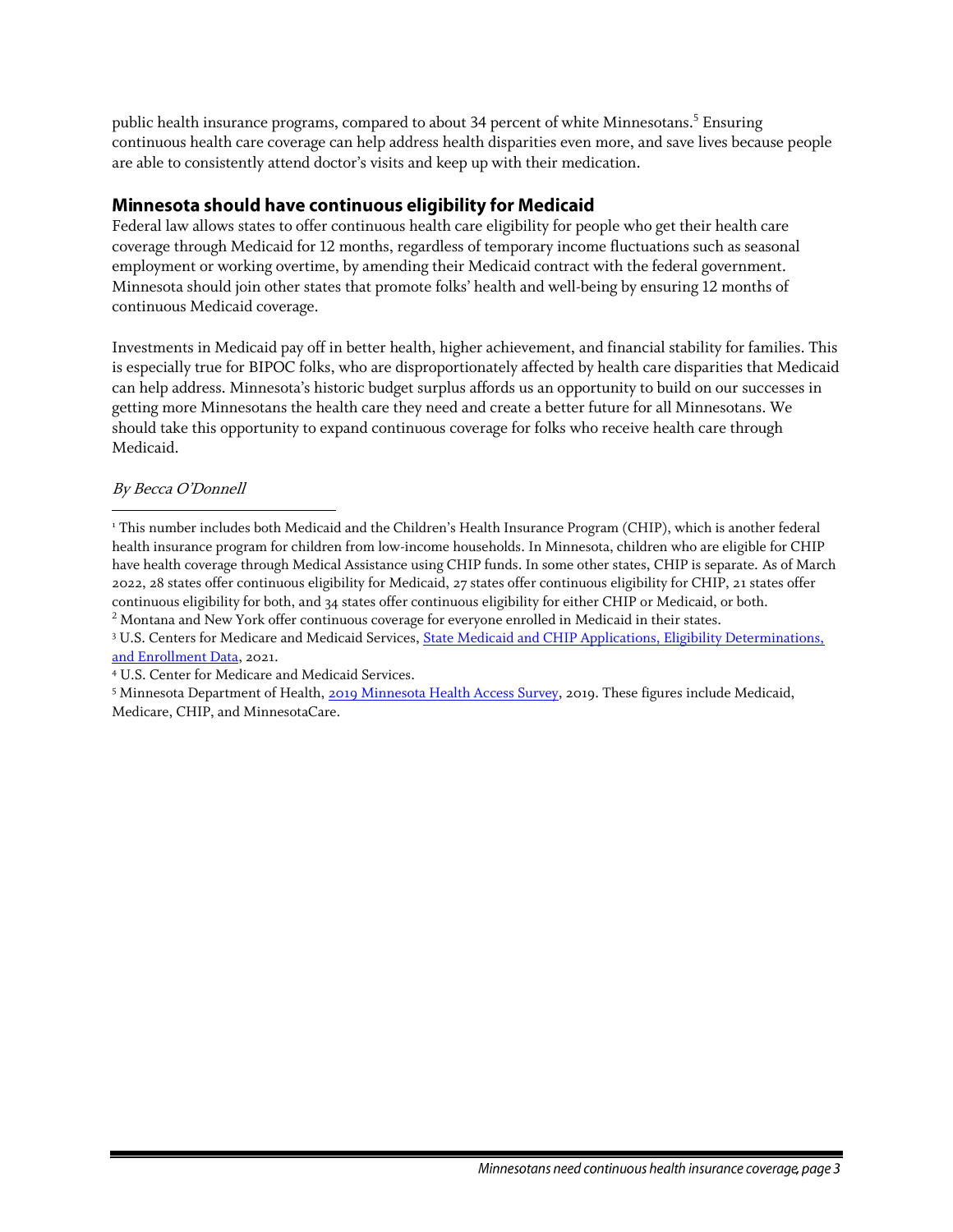public health insurance programs, compared to about 34 percent of white Minnesotans.[5] Ensuring continuous health care coverage can help address health disparities even more, and save lives because people are able to consistently attend doctor's visits and keep up with their medication.

## Minnesota should have continuous eligibility for Medicaid

Federal law allows states to offer continuous health care eligibility for people who get their health care coverage through Medicaid for 12 months, regardless of temporary income fluctuations such as seasonal employment or working overtime, by amending their Medicaid contract with the federal government. Minnesota should join other states that promote folks' health and well-being by ensuring 12 months of continuous Medicaid coverage.

Investments in Medicaid pay off in better health, higher achievement, and financial stability for families. This is especially true for BIPOC folks, who are disproportionately affected by health care disparities that Medicaid can help address. Minnesota's historic budget surplus affords us an opportunity to build on our successes in getting more Minnesotans the health care they need and create a better future for all Minnesotans. We should take this opportunity to expand continuous coverage for folks who receive health care through Medicaid.

*By Becca O'Donnell*

---

[1] This number includes both Medicaid and the Children's Health Insurance Program (CHIP), which is another federal health insurance program for children from low-income households. In Minnesota, children who are eligible for CHIP have health coverage through Medical Assistance using CHIP funds. In some other states, CHIP is separate. As of March 2022, 28 states offer continuous eligibility for Medicaid, 27 states offer continuous eligibility for CHIP, 21 states offer continuous eligibility for both, and 34 states offer continuous eligibility for either CHIP or Medicaid, or both.

[2] Montana and New York offer continuous coverage for everyone enrolled in Medicaid in their states.

[3] U.S. Centers for Medicare and Medicaid Services, [State Medicaid and CHIP Applications, Eligibility Determinations, and Enrollment Data](), 2021.

[4] U.S. Center for Medicare and Medicaid Services.

[5] Minnesota Department of Health, [2019 Minnesota Health Access Survey](), 2019. These figures include Medicaid, Medicare, CHIP, and MinnesotaCare.